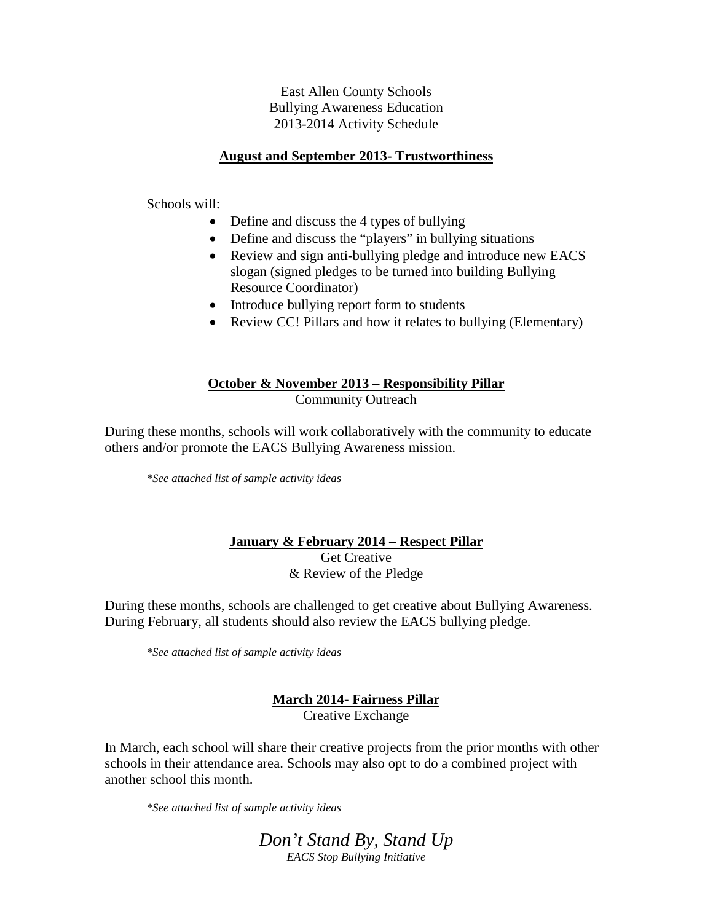East Allen County Schools
Bullying Awareness Education
2013-2014 Activity Schedule

## August and September 2013- Trustworthiness

Schools will:

- Define and discuss the 4 types of bullying
- Define and discuss the "players" in bullying situations
- Review and sign anti-bullying pledge and introduce new EACS slogan (signed pledges to be turned into building Bullying Resource Coordinator)
- Introduce bullying report form to students
- Review CC! Pillars and how it relates to bullying (Elementary)

## October & November 2013 – Responsibility Pillar

Community Outreach

During these months, schools will work collaboratively with the community to educate others and/or promote the EACS Bullying Awareness mission.

*\*See attached list of sample activity ideas*

## January & February 2014 – Respect Pillar

Get Creative
& Review of the Pledge

During these months, schools are challenged to get creative about Bullying Awareness. During February, all students should also review the EACS bullying pledge.

*\*See attached list of sample activity ideas*

## March 2014- Fairness Pillar

Creative Exchange

In March, each school will share their creative projects from the prior months with other schools in their attendance area. Schools may also opt to do a combined project with another school this month.

*\*See attached list of sample activity ideas*

*Don't Stand By, Stand Up*
*EACS Stop Bullying Initiative*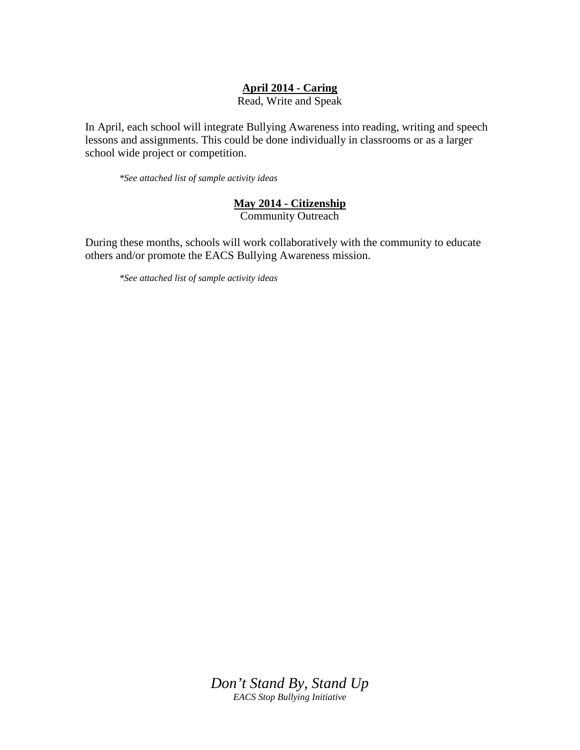**<u>April 2014 - Caring</u>**

Read, Write and Speak

In April, each school will integrate Bullying Awareness into reading, writing and speech lessons and assignments. This could be done individually in classrooms or as a larger school wide project or competition.

*\*See attached list of sample activity ideas*

**<u>May 2014 - Citizenship</u>**

Community Outreach

During these months, schools will work collaboratively with the community to educate others and/or promote the EACS Bullying Awareness mission.

*\*See attached list of sample activity ideas*